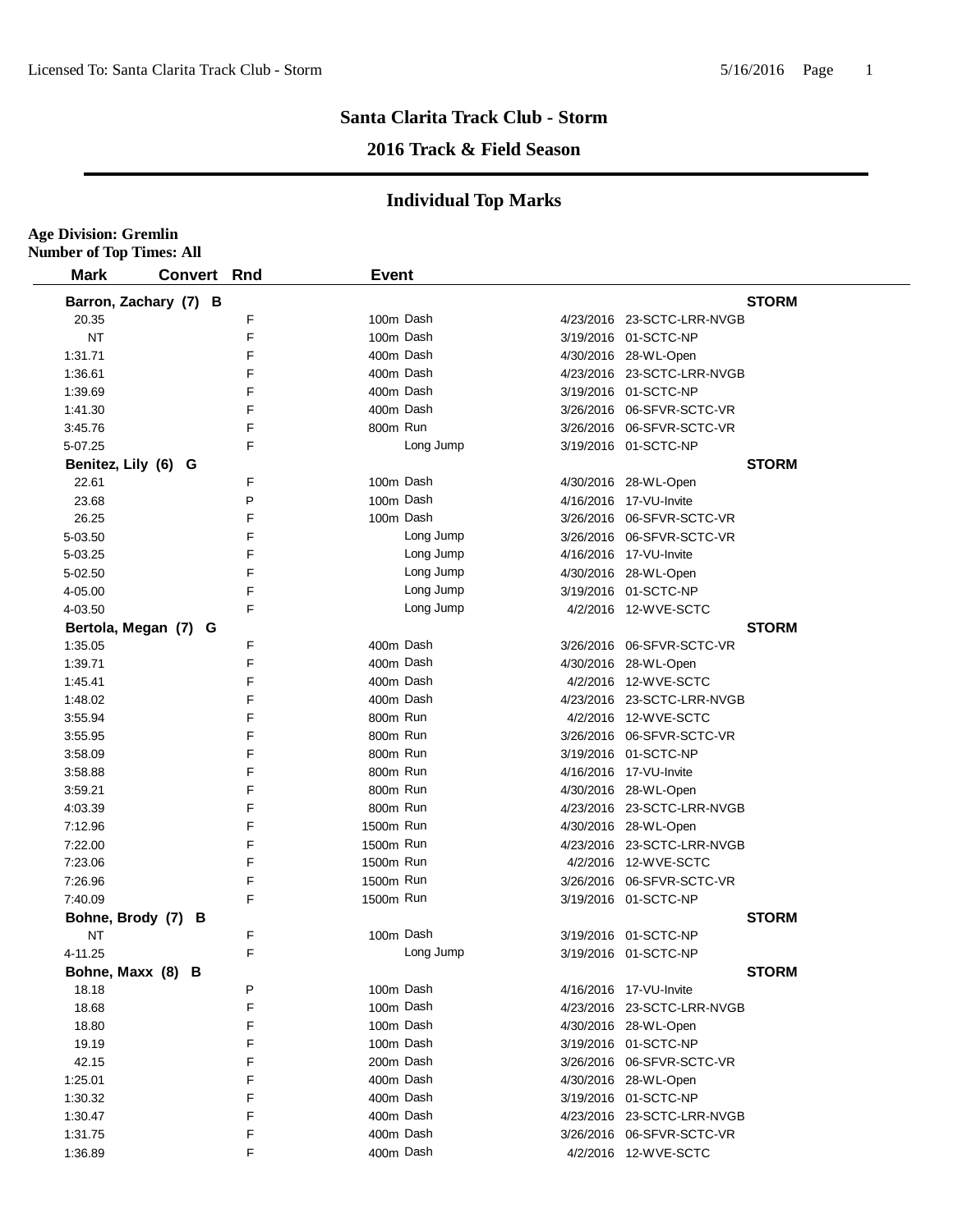# Santa Clarita Track Club - Storm

## 2016 Track & Field Season

## Individual Top Marks

**Age Division: Gremlin**
**Number of Top Times: All**

| Mark | Convert | Rnd | Event | Date | Meet |
|---|---|---|---|---|---|
| **Barron, Zachary (7) B** | | | | | **STORM** |
| 20.35 | | F | 100m Dash | 4/23/2016 | 23-SCTC-LRR-NVGB |
| NT | | F | 100m Dash | 3/19/2016 | 01-SCTC-NP |
| 1:31.71 | | F | 400m Dash | 4/30/2016 | 28-WL-Open |
| 1:36.61 | | F | 400m Dash | 4/23/2016 | 23-SCTC-LRR-NVGB |
| 1:39.69 | | F | 400m Dash | 3/19/2016 | 01-SCTC-NP |
| 1:41.30 | | F | 400m Dash | 3/26/2016 | 06-SFVR-SCTC-VR |
| 3:45.76 | | F | 800m Run | 3/26/2016 | 06-SFVR-SCTC-VR |
| 5-07.25 | | F | Long Jump | 3/19/2016 | 01-SCTC-NP |
| **Benitez, Lily (6) G** | | | | | **STORM** |
| 22.61 | | F | 100m Dash | 4/30/2016 | 28-WL-Open |
| 23.68 | | P | 100m Dash | 4/16/2016 | 17-VU-Invite |
| 26.25 | | F | 100m Dash | 3/26/2016 | 06-SFVR-SCTC-VR |
| 5-03.50 | | F | Long Jump | 3/26/2016 | 06-SFVR-SCTC-VR |
| 5-03.25 | | F | Long Jump | 4/16/2016 | 17-VU-Invite |
| 5-02.50 | | F | Long Jump | 4/30/2016 | 28-WL-Open |
| 4-05.00 | | F | Long Jump | 3/19/2016 | 01-SCTC-NP |
| 4-03.50 | | F | Long Jump | 4/2/2016 | 12-WVE-SCTC |
| **Bertola, Megan (7) G** | | | | | **STORM** |
| 1:35.05 | | F | 400m Dash | 3/26/2016 | 06-SFVR-SCTC-VR |
| 1:39.71 | | F | 400m Dash | 4/30/2016 | 28-WL-Open |
| 1:45.41 | | F | 400m Dash | 4/2/2016 | 12-WVE-SCTC |
| 1:48.02 | | F | 400m Dash | 4/23/2016 | 23-SCTC-LRR-NVGB |
| 3:55.94 | | F | 800m Run | 4/2/2016 | 12-WVE-SCTC |
| 3:55.95 | | F | 800m Run | 3/26/2016 | 06-SFVR-SCTC-VR |
| 3:58.09 | | F | 800m Run | 3/19/2016 | 01-SCTC-NP |
| 3:58.88 | | F | 800m Run | 4/16/2016 | 17-VU-Invite |
| 3:59.21 | | F | 800m Run | 4/30/2016 | 28-WL-Open |
| 4:03.39 | | F | 800m Run | 4/23/2016 | 23-SCTC-LRR-NVGB |
| 7:12.96 | | F | 1500m Run | 4/30/2016 | 28-WL-Open |
| 7:22.00 | | F | 1500m Run | 4/23/2016 | 23-SCTC-LRR-NVGB |
| 7:23.06 | | F | 1500m Run | 4/2/2016 | 12-WVE-SCTC |
| 7:26.96 | | F | 1500m Run | 3/26/2016 | 06-SFVR-SCTC-VR |
| 7:40.09 | | F | 1500m Run | 3/19/2016 | 01-SCTC-NP |
| **Bohne, Brody (7) B** | | | | | **STORM** |
| NT | | F | 100m Dash | 3/19/2016 | 01-SCTC-NP |
| 4-11.25 | | F | Long Jump | 3/19/2016 | 01-SCTC-NP |
| **Bohne, Maxx (8) B** | | | | | **STORM** |
| 18.18 | | P | 100m Dash | 4/16/2016 | 17-VU-Invite |
| 18.68 | | F | 100m Dash | 4/23/2016 | 23-SCTC-LRR-NVGB |
| 18.80 | | F | 100m Dash | 4/30/2016 | 28-WL-Open |
| 19.19 | | F | 100m Dash | 3/19/2016 | 01-SCTC-NP |
| 42.15 | | F | 200m Dash | 3/26/2016 | 06-SFVR-SCTC-VR |
| 1:25.01 | | F | 400m Dash | 4/30/2016 | 28-WL-Open |
| 1:30.32 | | F | 400m Dash | 3/19/2016 | 01-SCTC-NP |
| 1:30.47 | | F | 400m Dash | 4/23/2016 | 23-SCTC-LRR-NVGB |
| 1:31.75 | | F | 400m Dash | 3/26/2016 | 06-SFVR-SCTC-VR |
| 1:36.89 | | F | 400m Dash | 4/2/2016 | 12-WVE-SCTC |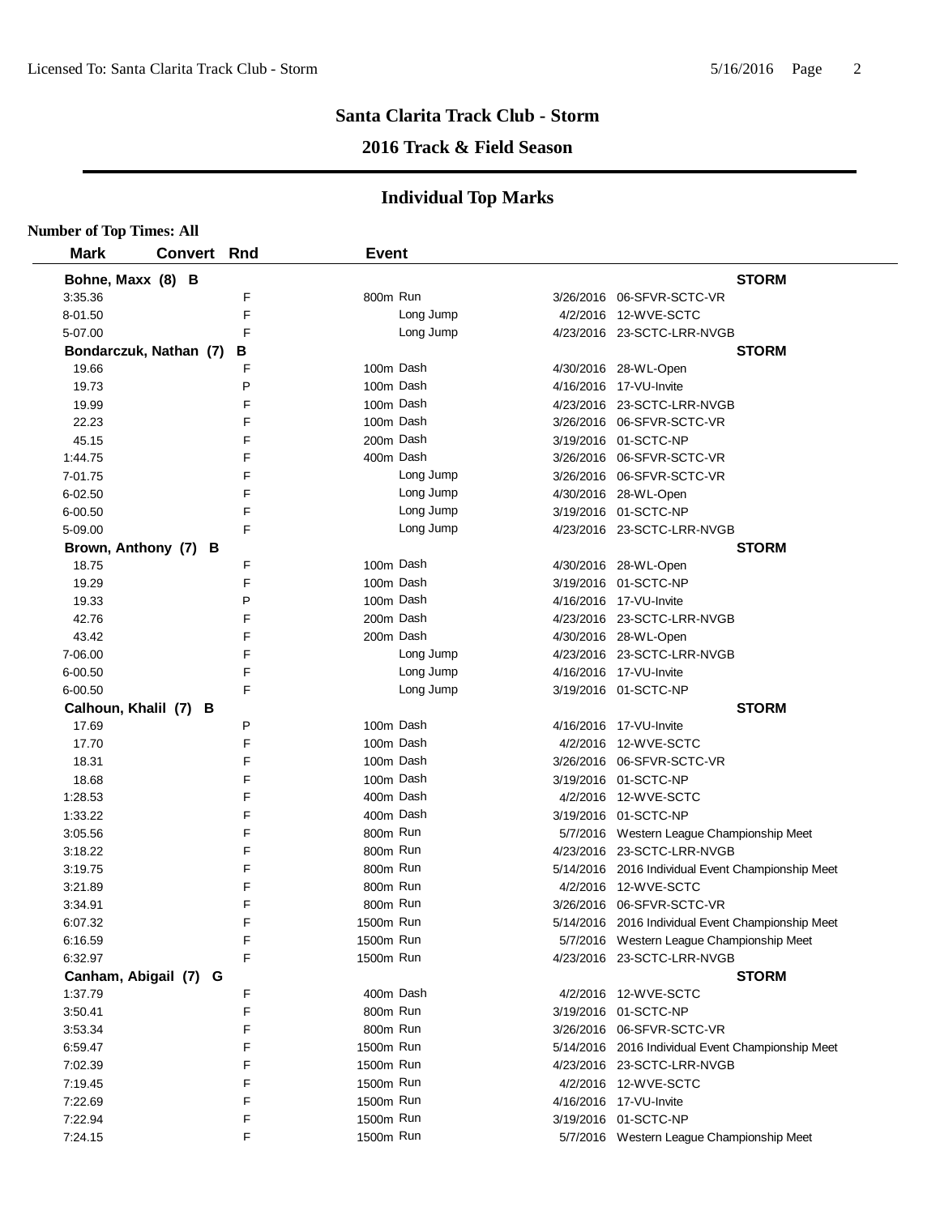**Santa Clarita Track Club - Storm**

**2016 Track & Field Season**

## Individual Top Marks

**Number of Top Times: All**

| Mark | Convert | Rnd | Event | Date | Meet |
|---|---|---|---|---|---|
| **Bohne, Maxx (8) B** | | | | | **STORM** |
| 3:35.36 | | F | 800m Run | 3/26/2016 | 06-SFVR-SCTC-VR |
| 8-01.50 | | F | Long Jump | 4/2/2016 | 12-WVE-SCTC |
| 5-07.00 | | F | Long Jump | 4/23/2016 | 23-SCTC-LRR-NVGB |
| **Bondarczuk, Nathan (7) B** | | | | | **STORM** |
| 19.66 | | F | 100m Dash | 4/30/2016 | 28-WL-Open |
| 19.73 | | P | 100m Dash | 4/16/2016 | 17-VU-Invite |
| 19.99 | | F | 100m Dash | 4/23/2016 | 23-SCTC-LRR-NVGB |
| 22.23 | | F | 100m Dash | 3/26/2016 | 06-SFVR-SCTC-VR |
| 45.15 | | F | 200m Dash | 3/19/2016 | 01-SCTC-NP |
| 1:44.75 | | F | 400m Dash | 3/26/2016 | 06-SFVR-SCTC-VR |
| 7-01.75 | | F | Long Jump | 3/26/2016 | 06-SFVR-SCTC-VR |
| 6-02.50 | | F | Long Jump | 4/30/2016 | 28-WL-Open |
| 6-00.50 | | F | Long Jump | 3/19/2016 | 01-SCTC-NP |
| 5-09.00 | | F | Long Jump | 4/23/2016 | 23-SCTC-LRR-NVGB |
| **Brown, Anthony (7) B** | | | | | **STORM** |
| 18.75 | | F | 100m Dash | 4/30/2016 | 28-WL-Open |
| 19.29 | | F | 100m Dash | 3/19/2016 | 01-SCTC-NP |
| 19.33 | | P | 100m Dash | 4/16/2016 | 17-VU-Invite |
| 42.76 | | F | 200m Dash | 4/23/2016 | 23-SCTC-LRR-NVGB |
| 43.42 | | F | 200m Dash | 4/30/2016 | 28-WL-Open |
| 7-06.00 | | F | Long Jump | 4/23/2016 | 23-SCTC-LRR-NVGB |
| 6-00.50 | | F | Long Jump | 4/16/2016 | 17-VU-Invite |
| 6-00.50 | | F | Long Jump | 3/19/2016 | 01-SCTC-NP |
| **Calhoun, Khalil (7) B** | | | | | **STORM** |
| 17.69 | | P | 100m Dash | 4/16/2016 | 17-VU-Invite |
| 17.70 | | F | 100m Dash | 4/2/2016 | 12-WVE-SCTC |
| 18.31 | | F | 100m Dash | 3/26/2016 | 06-SFVR-SCTC-VR |
| 18.68 | | F | 100m Dash | 3/19/2016 | 01-SCTC-NP |
| 1:28.53 | | F | 400m Dash | 4/2/2016 | 12-WVE-SCTC |
| 1:33.22 | | F | 400m Dash | 3/19/2016 | 01-SCTC-NP |
| 3:05.56 | | F | 800m Run | 5/7/2016 | Western League Championship Meet |
| 3:18.22 | | F | 800m Run | 4/23/2016 | 23-SCTC-LRR-NVGB |
| 3:19.75 | | F | 800m Run | 5/14/2016 | 2016 Individual Event Championship Meet |
| 3:21.89 | | F | 800m Run | 4/2/2016 | 12-WVE-SCTC |
| 3:34.91 | | F | 800m Run | 3/26/2016 | 06-SFVR-SCTC-VR |
| 6:07.32 | | F | 1500m Run | 5/14/2016 | 2016 Individual Event Championship Meet |
| 6:16.59 | | F | 1500m Run | 5/7/2016 | Western League Championship Meet |
| 6:32.97 | | F | 1500m Run | 4/23/2016 | 23-SCTC-LRR-NVGB |
| **Canham, Abigail (7) G** | | | | | **STORM** |
| 1:37.79 | | F | 400m Dash | 4/2/2016 | 12-WVE-SCTC |
| 3:50.41 | | F | 800m Run | 3/19/2016 | 01-SCTC-NP |
| 3:53.34 | | F | 800m Run | 3/26/2016 | 06-SFVR-SCTC-VR |
| 6:59.47 | | F | 1500m Run | 5/14/2016 | 2016 Individual Event Championship Meet |
| 7:02.39 | | F | 1500m Run | 4/23/2016 | 23-SCTC-LRR-NVGB |
| 7:19.45 | | F | 1500m Run | 4/2/2016 | 12-WVE-SCTC |
| 7:22.69 | | F | 1500m Run | 4/16/2016 | 17-VU-Invite |
| 7:22.94 | | F | 1500m Run | 3/19/2016 | 01-SCTC-NP |
| 7:24.15 | | F | 1500m Run | 5/7/2016 | Western League Championship Meet |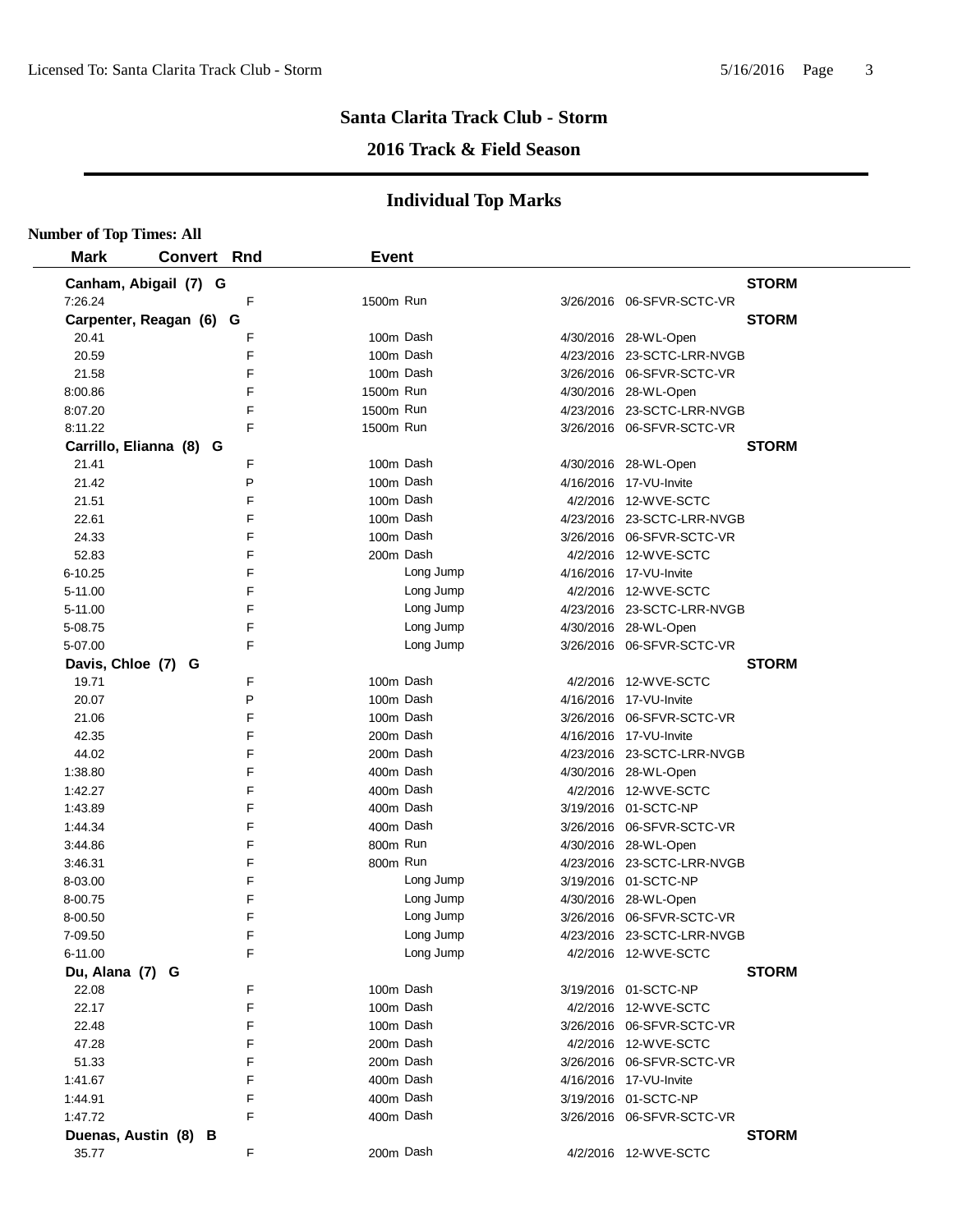# Santa Clarita Track Club - Storm

## 2016 Track & Field Season

## Individual Top Marks

**Number of Top Times: All**

| Mark | Convert | Rnd | Event | | Date | Meet | |
|---|---|---|---|---|---|---|---|
| **Canham, Abigail (7) G** | | | | | | | **STORM** |
| 7:26.24 | | F | 1500m | Run | 3/26/2016 | 06-SFVR-SCTC-VR | |
| **Carpenter, Reagan (6) G** | | | | | | | **STORM** |
| 20.41 | | F | 100m | Dash | 4/30/2016 | 28-WL-Open | |
| 20.59 | | F | 100m | Dash | 4/23/2016 | 23-SCTC-LRR-NVGB | |
| 21.58 | | F | 100m | Dash | 3/26/2016 | 06-SFVR-SCTC-VR | |
| 8:00.86 | | F | 1500m | Run | 4/30/2016 | 28-WL-Open | |
| 8:07.20 | | F | 1500m | Run | 4/23/2016 | 23-SCTC-LRR-NVGB | |
| 8:11.22 | | F | 1500m | Run | 3/26/2016 | 06-SFVR-SCTC-VR | |
| **Carrillo, Elianna (8) G** | | | | | | | **STORM** |
| 21.41 | | F | 100m | Dash | 4/30/2016 | 28-WL-Open | |
| 21.42 | | P | 100m | Dash | 4/16/2016 | 17-VU-Invite | |
| 21.51 | | F | 100m | Dash | 4/2/2016 | 12-WVE-SCTC | |
| 22.61 | | F | 100m | Dash | 4/23/2016 | 23-SCTC-LRR-NVGB | |
| 24.33 | | F | 100m | Dash | 3/26/2016 | 06-SFVR-SCTC-VR | |
| 52.83 | | F | 200m | Dash | 4/2/2016 | 12-WVE-SCTC | |
| 6-10.25 | | F | | Long Jump | 4/16/2016 | 17-VU-Invite | |
| 5-11.00 | | F | | Long Jump | 4/2/2016 | 12-WVE-SCTC | |
| 5-11.00 | | F | | Long Jump | 4/23/2016 | 23-SCTC-LRR-NVGB | |
| 5-08.75 | | F | | Long Jump | 4/30/2016 | 28-WL-Open | |
| 5-07.00 | | F | | Long Jump | 3/26/2016 | 06-SFVR-SCTC-VR | |
| **Davis, Chloe (7) G** | | | | | | | **STORM** |
| 19.71 | | F | 100m | Dash | 4/2/2016 | 12-WVE-SCTC | |
| 20.07 | | P | 100m | Dash | 4/16/2016 | 17-VU-Invite | |
| 21.06 | | F | 100m | Dash | 3/26/2016 | 06-SFVR-SCTC-VR | |
| 42.35 | | F | 200m | Dash | 4/16/2016 | 17-VU-Invite | |
| 44.02 | | F | 200m | Dash | 4/23/2016 | 23-SCTC-LRR-NVGB | |
| 1:38.80 | | F | 400m | Dash | 4/30/2016 | 28-WL-Open | |
| 1:42.27 | | F | 400m | Dash | 4/2/2016 | 12-WVE-SCTC | |
| 1:43.89 | | F | 400m | Dash | 3/19/2016 | 01-SCTC-NP | |
| 1:44.34 | | F | 400m | Dash | 3/26/2016 | 06-SFVR-SCTC-VR | |
| 3:44.86 | | F | 800m | Run | 4/30/2016 | 28-WL-Open | |
| 3:46.31 | | F | 800m | Run | 4/23/2016 | 23-SCTC-LRR-NVGB | |
| 8-03.00 | | F | | Long Jump | 3/19/2016 | 01-SCTC-NP | |
| 8-00.75 | | F | | Long Jump | 4/30/2016 | 28-WL-Open | |
| 8-00.50 | | F | | Long Jump | 3/26/2016 | 06-SFVR-SCTC-VR | |
| 7-09.50 | | F | | Long Jump | 4/23/2016 | 23-SCTC-LRR-NVGB | |
| 6-11.00 | | F | | Long Jump | 4/2/2016 | 12-WVE-SCTC | |
| **Du, Alana (7) G** | | | | | | | **STORM** |
| 22.08 | | F | 100m | Dash | 3/19/2016 | 01-SCTC-NP | |
| 22.17 | | F | 100m | Dash | 4/2/2016 | 12-WVE-SCTC | |
| 22.48 | | F | 100m | Dash | 3/26/2016 | 06-SFVR-SCTC-VR | |
| 47.28 | | F | 200m | Dash | 4/2/2016 | 12-WVE-SCTC | |
| 51.33 | | F | 200m | Dash | 3/26/2016 | 06-SFVR-SCTC-VR | |
| 1:41.67 | | F | 400m | Dash | 4/16/2016 | 17-VU-Invite | |
| 1:44.91 | | F | 400m | Dash | 3/19/2016 | 01-SCTC-NP | |
| 1:47.72 | | F | 400m | Dash | 3/26/2016 | 06-SFVR-SCTC-VR | |
| **Duenas, Austin (8) B** | | | | | | | **STORM** |
| 35.77 | | F | 200m | Dash | 4/2/2016 | 12-WVE-SCTC | |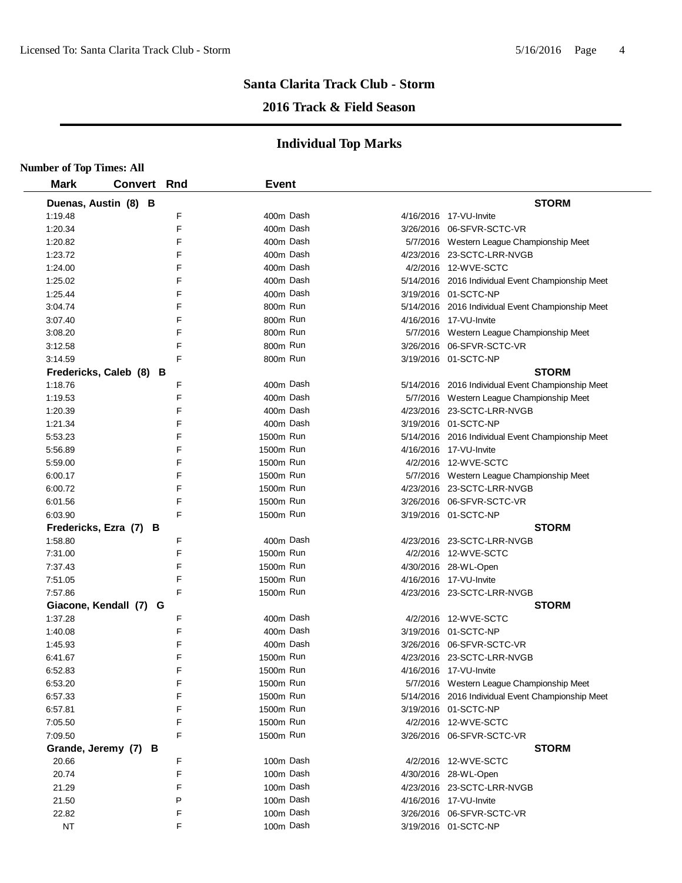# Santa Clarita Track Club - Storm

## 2016 Track & Field Season

## Individual Top Marks

**Number of Top Times: All**

| Mark | Convert | Rnd | Event | Date | Meet |
|---|---|---|---|---|---|
| **Duenas, Austin (8) B** | | | | | **STORM** |
| 1:19.48 | | F | 400m Dash | 4/16/2016 | 17-VU-Invite |
| 1:20.34 | | F | 400m Dash | 3/26/2016 | 06-SFVR-SCTC-VR |
| 1:20.82 | | F | 400m Dash | 5/7/2016 | Western League Championship Meet |
| 1:23.72 | | F | 400m Dash | 4/23/2016 | 23-SCTC-LRR-NVGB |
| 1:24.00 | | F | 400m Dash | 4/2/2016 | 12-WVE-SCTC |
| 1:25.02 | | F | 400m Dash | 5/14/2016 | 2016 Individual Event Championship Meet |
| 1:25.44 | | F | 400m Dash | 3/19/2016 | 01-SCTC-NP |
| 3:04.74 | | F | 800m Run | 5/14/2016 | 2016 Individual Event Championship Meet |
| 3:07.40 | | F | 800m Run | 4/16/2016 | 17-VU-Invite |
| 3:08.20 | | F | 800m Run | 5/7/2016 | Western League Championship Meet |
| 3:12.58 | | F | 800m Run | 3/26/2016 | 06-SFVR-SCTC-VR |
| 3:14.59 | | F | 800m Run | 3/19/2016 | 01-SCTC-NP |
| **Fredericks, Caleb (8) B** | | | | | **STORM** |
| 1:18.76 | | F | 400m Dash | 5/14/2016 | 2016 Individual Event Championship Meet |
| 1:19.53 | | F | 400m Dash | 5/7/2016 | Western League Championship Meet |
| 1:20.39 | | F | 400m Dash | 4/23/2016 | 23-SCTC-LRR-NVGB |
| 1:21.34 | | F | 400m Dash | 3/19/2016 | 01-SCTC-NP |
| 5:53.23 | | F | 1500m Run | 5/14/2016 | 2016 Individual Event Championship Meet |
| 5:56.89 | | F | 1500m Run | 4/16/2016 | 17-VU-Invite |
| 5:59.00 | | F | 1500m Run | 4/2/2016 | 12-WVE-SCTC |
| 6:00.17 | | F | 1500m Run | 5/7/2016 | Western League Championship Meet |
| 6:00.72 | | F | 1500m Run | 4/23/2016 | 23-SCTC-LRR-NVGB |
| 6:01.56 | | F | 1500m Run | 3/26/2016 | 06-SFVR-SCTC-VR |
| 6:03.90 | | F | 1500m Run | 3/19/2016 | 01-SCTC-NP |
| **Fredericks, Ezra (7) B** | | | | | **STORM** |
| 1:58.80 | | F | 400m Dash | 4/23/2016 | 23-SCTC-LRR-NVGB |
| 7:31.00 | | F | 1500m Run | 4/2/2016 | 12-WVE-SCTC |
| 7:37.43 | | F | 1500m Run | 4/30/2016 | 28-WL-Open |
| 7:51.05 | | F | 1500m Run | 4/16/2016 | 17-VU-Invite |
| 7:57.86 | | F | 1500m Run | 4/23/2016 | 23-SCTC-LRR-NVGB |
| **Giacone, Kendall (7) G** | | | | | **STORM** |
| 1:37.28 | | F | 400m Dash | 4/2/2016 | 12-WVE-SCTC |
| 1:40.08 | | F | 400m Dash | 3/19/2016 | 01-SCTC-NP |
| 1:45.93 | | F | 400m Dash | 3/26/2016 | 06-SFVR-SCTC-VR |
| 6:41.67 | | F | 1500m Run | 4/23/2016 | 23-SCTC-LRR-NVGB |
| 6:52.83 | | F | 1500m Run | 4/16/2016 | 17-VU-Invite |
| 6:53.20 | | F | 1500m Run | 5/7/2016 | Western League Championship Meet |
| 6:57.33 | | F | 1500m Run | 5/14/2016 | 2016 Individual Event Championship Meet |
| 6:57.81 | | F | 1500m Run | 3/19/2016 | 01-SCTC-NP |
| 7:05.50 | | F | 1500m Run | 4/2/2016 | 12-WVE-SCTC |
| 7:09.50 | | F | 1500m Run | 3/26/2016 | 06-SFVR-SCTC-VR |
| **Grande, Jeremy (7) B** | | | | | **STORM** |
| 20.66 | | F | 100m Dash | 4/2/2016 | 12-WVE-SCTC |
| 20.74 | | F | 100m Dash | 4/30/2016 | 28-WL-Open |
| 21.29 | | F | 100m Dash | 4/23/2016 | 23-SCTC-LRR-NVGB |
| 21.50 | | P | 100m Dash | 4/16/2016 | 17-VU-Invite |
| 22.82 | | F | 100m Dash | 3/26/2016 | 06-SFVR-SCTC-VR |
| NT | | F | 100m Dash | 3/19/2016 | 01-SCTC-NP |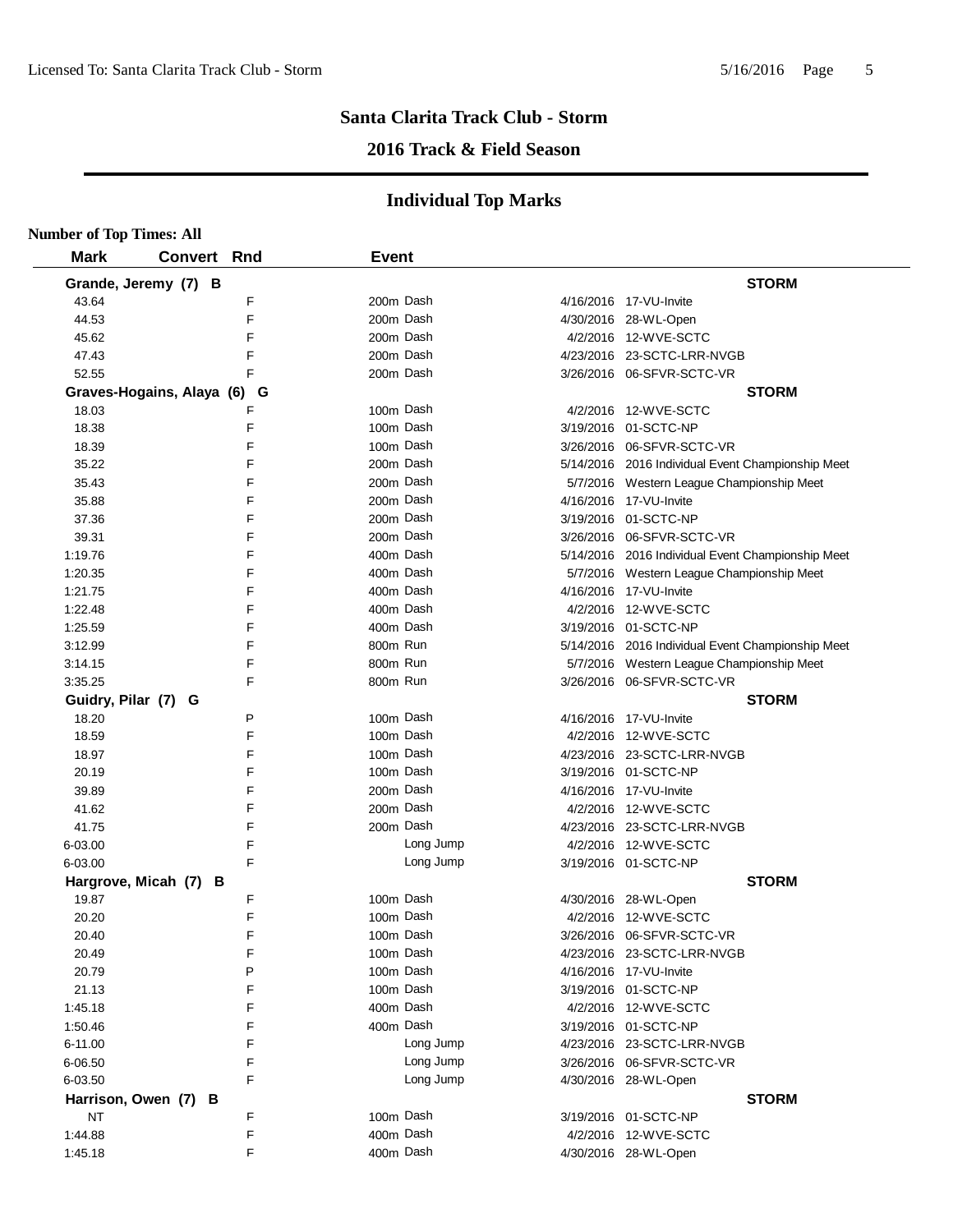# Santa Clarita Track Club - Storm

## 2016 Track & Field Season

## Individual Top Marks

**Number of Top Times: All**

| Mark | Convert | Rnd | Event | Date | Meet |
|---|---|---|---|---|---|
| **Grande, Jeremy (7) B** | | | | | **STORM** |
| 43.64 | | F | 200m Dash | 4/16/2016 | 17-VU-Invite |
| 44.53 | | F | 200m Dash | 4/30/2016 | 28-WL-Open |
| 45.62 | | F | 200m Dash | 4/2/2016 | 12-WVE-SCTC |
| 47.43 | | F | 200m Dash | 4/23/2016 | 23-SCTC-LRR-NVGB |
| 52.55 | | F | 200m Dash | 3/26/2016 | 06-SFVR-SCTC-VR |
| **Graves-Hogains, Alaya (6) G** | | | | | **STORM** |
| 18.03 | | F | 100m Dash | 4/2/2016 | 12-WVE-SCTC |
| 18.38 | | F | 100m Dash | 3/19/2016 | 01-SCTC-NP |
| 18.39 | | F | 100m Dash | 3/26/2016 | 06-SFVR-SCTC-VR |
| 35.22 | | F | 200m Dash | 5/14/2016 | 2016 Individual Event Championship Meet |
| 35.43 | | F | 200m Dash | 5/7/2016 | Western League Championship Meet |
| 35.88 | | F | 200m Dash | 4/16/2016 | 17-VU-Invite |
| 37.36 | | F | 200m Dash | 3/19/2016 | 01-SCTC-NP |
| 39.31 | | F | 200m Dash | 3/26/2016 | 06-SFVR-SCTC-VR |
| 1:19.76 | | F | 400m Dash | 5/14/2016 | 2016 Individual Event Championship Meet |
| 1:20.35 | | F | 400m Dash | 5/7/2016 | Western League Championship Meet |
| 1:21.75 | | F | 400m Dash | 4/16/2016 | 17-VU-Invite |
| 1:22.48 | | F | 400m Dash | 4/2/2016 | 12-WVE-SCTC |
| 1:25.59 | | F | 400m Dash | 3/19/2016 | 01-SCTC-NP |
| 3:12.99 | | F | 800m Run | 5/14/2016 | 2016 Individual Event Championship Meet |
| 3:14.15 | | F | 800m Run | 5/7/2016 | Western League Championship Meet |
| 3:35.25 | | F | 800m Run | 3/26/2016 | 06-SFVR-SCTC-VR |
| **Guidry, Pilar (7) G** | | | | | **STORM** |
| 18.20 | | P | 100m Dash | 4/16/2016 | 17-VU-Invite |
| 18.59 | | F | 100m Dash | 4/2/2016 | 12-WVE-SCTC |
| 18.97 | | F | 100m Dash | 4/23/2016 | 23-SCTC-LRR-NVGB |
| 20.19 | | F | 100m Dash | 3/19/2016 | 01-SCTC-NP |
| 39.89 | | F | 200m Dash | 4/16/2016 | 17-VU-Invite |
| 41.62 | | F | 200m Dash | 4/2/2016 | 12-WVE-SCTC |
| 41.75 | | F | 200m Dash | 4/23/2016 | 23-SCTC-LRR-NVGB |
| 6-03.00 | | F | Long Jump | 4/2/2016 | 12-WVE-SCTC |
| 6-03.00 | | F | Long Jump | 3/19/2016 | 01-SCTC-NP |
| **Hargrove, Micah (7) B** | | | | | **STORM** |
| 19.87 | | F | 100m Dash | 4/30/2016 | 28-WL-Open |
| 20.20 | | F | 100m Dash | 4/2/2016 | 12-WVE-SCTC |
| 20.40 | | F | 100m Dash | 3/26/2016 | 06-SFVR-SCTC-VR |
| 20.49 | | F | 100m Dash | 4/23/2016 | 23-SCTC-LRR-NVGB |
| 20.79 | | P | 100m Dash | 4/16/2016 | 17-VU-Invite |
| 21.13 | | F | 100m Dash | 3/19/2016 | 01-SCTC-NP |
| 1:45.18 | | F | 400m Dash | 4/2/2016 | 12-WVE-SCTC |
| 1:50.46 | | F | 400m Dash | 3/19/2016 | 01-SCTC-NP |
| 6-11.00 | | F | Long Jump | 4/23/2016 | 23-SCTC-LRR-NVGB |
| 6-06.50 | | F | Long Jump | 3/26/2016 | 06-SFVR-SCTC-VR |
| 6-03.50 | | F | Long Jump | 4/30/2016 | 28-WL-Open |
| **Harrison, Owen (7) B** | | | | | **STORM** |
| NT | | F | 100m Dash | 3/19/2016 | 01-SCTC-NP |
| 1:44.88 | | F | 400m Dash | 4/2/2016 | 12-WVE-SCTC |
| 1:45.18 | | F | 400m Dash | 4/30/2016 | 28-WL-Open |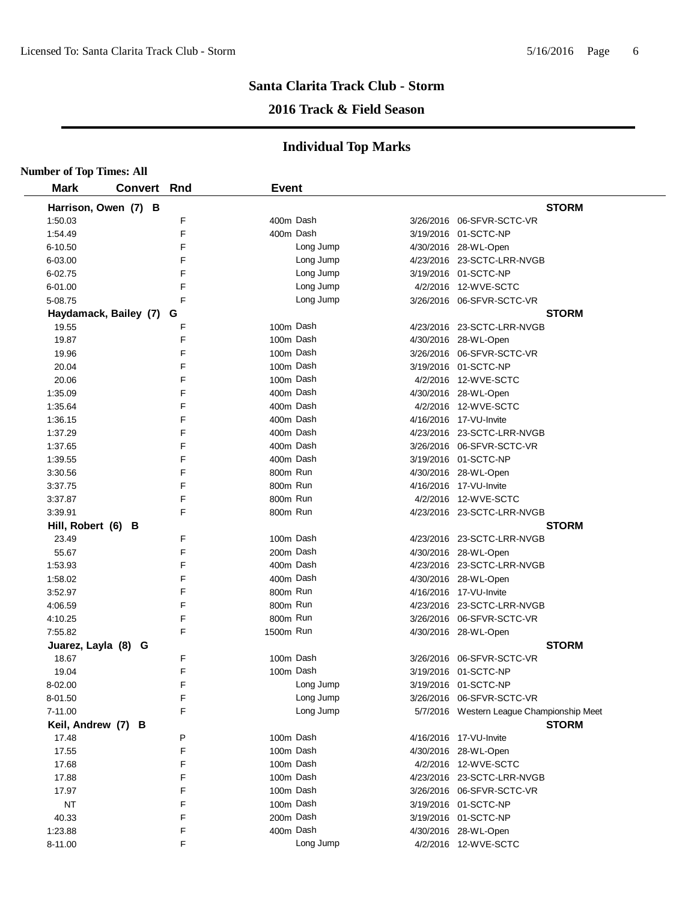## Santa Clarita Track Club - Storm

## 2016 Track & Field Season

### Individual Top Marks

**Number of Top Times: All**

| Mark | Convert | Rnd | Event | Date | Meet |
|---|---|---|---|---|---|
| **Harrison, Owen (7) B** | | | | | **STORM** |
| 1:50.03 | | F | 400m Dash | 3/26/2016 | 06-SFVR-SCTC-VR |
| 1:54.49 | | F | 400m Dash | 3/19/2016 | 01-SCTC-NP |
| 6-10.50 | | F | Long Jump | 4/30/2016 | 28-WL-Open |
| 6-03.00 | | F | Long Jump | 4/23/2016 | 23-SCTC-LRR-NVGB |
| 6-02.75 | | F | Long Jump | 3/19/2016 | 01-SCTC-NP |
| 6-01.00 | | F | Long Jump | 4/2/2016 | 12-WVE-SCTC |
| 5-08.75 | | F | Long Jump | 3/26/2016 | 06-SFVR-SCTC-VR |
| **Haydamack, Bailey (7) G** | | | | | **STORM** |
| 19.55 | | F | 100m Dash | 4/23/2016 | 23-SCTC-LRR-NVGB |
| 19.87 | | F | 100m Dash | 4/30/2016 | 28-WL-Open |
| 19.96 | | F | 100m Dash | 3/26/2016 | 06-SFVR-SCTC-VR |
| 20.04 | | F | 100m Dash | 3/19/2016 | 01-SCTC-NP |
| 20.06 | | F | 100m Dash | 4/2/2016 | 12-WVE-SCTC |
| 1:35.09 | | F | 400m Dash | 4/30/2016 | 28-WL-Open |
| 1:35.64 | | F | 400m Dash | 4/2/2016 | 12-WVE-SCTC |
| 1:36.15 | | F | 400m Dash | 4/16/2016 | 17-VU-Invite |
| 1:37.29 | | F | 400m Dash | 4/23/2016 | 23-SCTC-LRR-NVGB |
| 1:37.65 | | F | 400m Dash | 3/26/2016 | 06-SFVR-SCTC-VR |
| 1:39.55 | | F | 400m Dash | 3/19/2016 | 01-SCTC-NP |
| 3:30.56 | | F | 800m Run | 4/30/2016 | 28-WL-Open |
| 3:37.75 | | F | 800m Run | 4/16/2016 | 17-VU-Invite |
| 3:37.87 | | F | 800m Run | 4/2/2016 | 12-WVE-SCTC |
| 3:39.91 | | F | 800m Run | 4/23/2016 | 23-SCTC-LRR-NVGB |
| **Hill, Robert (6) B** | | | | | **STORM** |
| 23.49 | | F | 100m Dash | 4/23/2016 | 23-SCTC-LRR-NVGB |
| 55.67 | | F | 200m Dash | 4/30/2016 | 28-WL-Open |
| 1:53.93 | | F | 400m Dash | 4/23/2016 | 23-SCTC-LRR-NVGB |
| 1:58.02 | | F | 400m Dash | 4/30/2016 | 28-WL-Open |
| 3:52.97 | | F | 800m Run | 4/16/2016 | 17-VU-Invite |
| 4:06.59 | | F | 800m Run | 4/23/2016 | 23-SCTC-LRR-NVGB |
| 4:10.25 | | F | 800m Run | 3/26/2016 | 06-SFVR-SCTC-VR |
| 7:55.82 | | F | 1500m Run | 4/30/2016 | 28-WL-Open |
| **Juarez, Layla (8) G** | | | | | **STORM** |
| 18.67 | | F | 100m Dash | 3/26/2016 | 06-SFVR-SCTC-VR |
| 19.04 | | F | 100m Dash | 3/19/2016 | 01-SCTC-NP |
| 8-02.00 | | F | Long Jump | 3/19/2016 | 01-SCTC-NP |
| 8-01.50 | | F | Long Jump | 3/26/2016 | 06-SFVR-SCTC-VR |
| 7-11.00 | | F | Long Jump | 5/7/2016 | Western League Championship Meet |
| **Keil, Andrew (7) B** | | | | | **STORM** |
| 17.48 | | P | 100m Dash | 4/16/2016 | 17-VU-Invite |
| 17.55 | | F | 100m Dash | 4/30/2016 | 28-WL-Open |
| 17.68 | | F | 100m Dash | 4/2/2016 | 12-WVE-SCTC |
| 17.88 | | F | 100m Dash | 4/23/2016 | 23-SCTC-LRR-NVGB |
| 17.97 | | F | 100m Dash | 3/26/2016 | 06-SFVR-SCTC-VR |
| NT | | F | 100m Dash | 3/19/2016 | 01-SCTC-NP |
| 40.33 | | F | 200m Dash | 3/19/2016 | 01-SCTC-NP |
| 1:23.88 | | F | 400m Dash | 4/30/2016 | 28-WL-Open |
| 8-11.00 | | F | Long Jump | 4/2/2016 | 12-WVE-SCTC |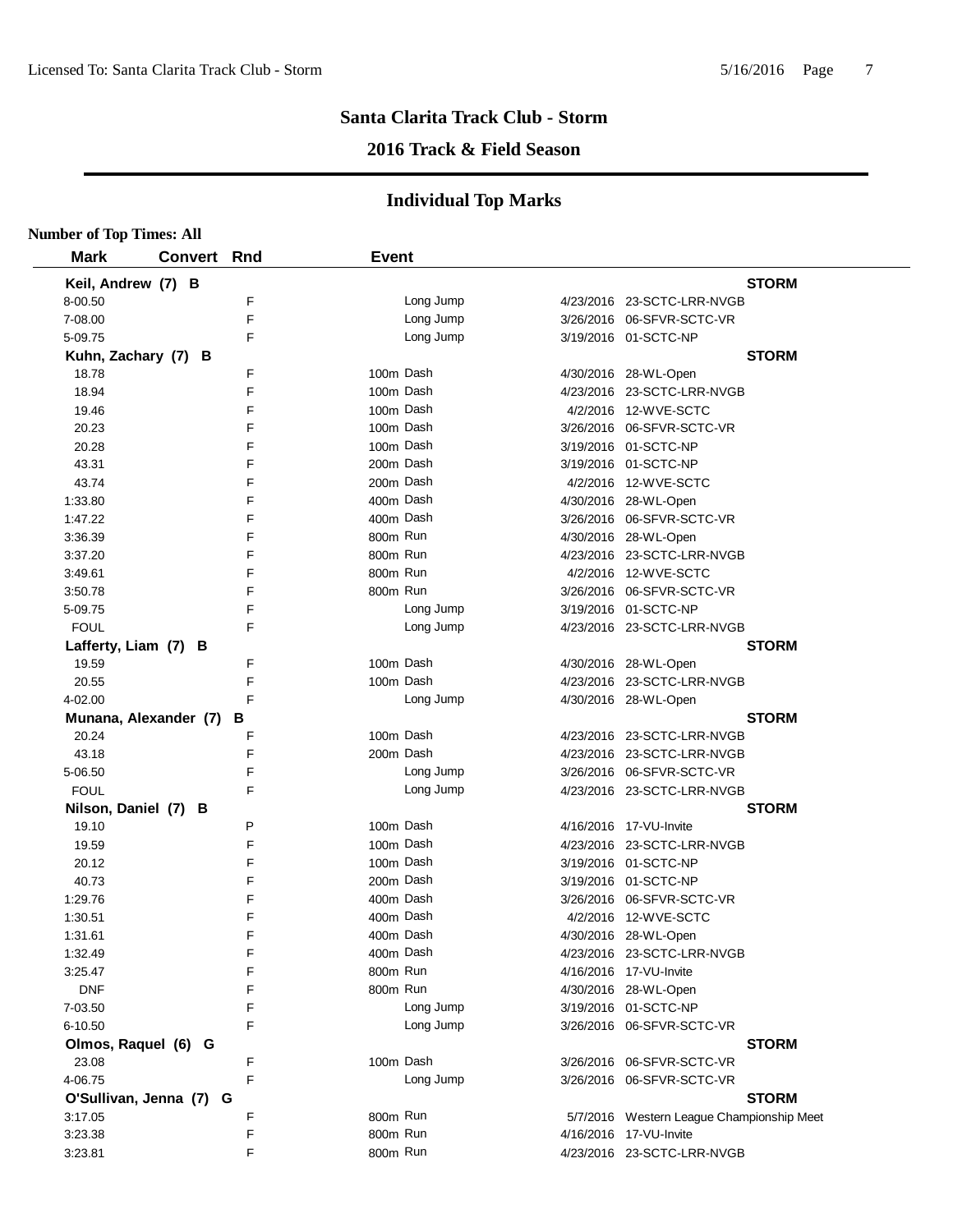# Santa Clarita Track Club - Storm

## 2016 Track & Field Season

## Individual Top Marks

**Number of Top Times: All**

| Mark | Convert | Rnd | Event | Date | Meet |
|---|---|---|---|---|---|
| **Keil, Andrew (7) B** | | | | | **STORM** |
| 8-00.50 | | F | Long Jump | 4/23/2016 | 23-SCTC-LRR-NVGB |
| 7-08.00 | | F | Long Jump | 3/26/2016 | 06-SFVR-SCTC-VR |
| 5-09.75 | | F | Long Jump | 3/19/2016 | 01-SCTC-NP |
| **Kuhn, Zachary (7) B** | | | | | **STORM** |
| 18.78 | | F | 100m Dash | 4/30/2016 | 28-WL-Open |
| 18.94 | | F | 100m Dash | 4/23/2016 | 23-SCTC-LRR-NVGB |
| 19.46 | | F | 100m Dash | 4/2/2016 | 12-WVE-SCTC |
| 20.23 | | F | 100m Dash | 3/26/2016 | 06-SFVR-SCTC-VR |
| 20.28 | | F | 100m Dash | 3/19/2016 | 01-SCTC-NP |
| 43.31 | | F | 200m Dash | 3/19/2016 | 01-SCTC-NP |
| 43.74 | | F | 200m Dash | 4/2/2016 | 12-WVE-SCTC |
| 1:33.80 | | F | 400m Dash | 4/30/2016 | 28-WL-Open |
| 1:47.22 | | F | 400m Dash | 3/26/2016 | 06-SFVR-SCTC-VR |
| 3:36.39 | | F | 800m Run | 4/30/2016 | 28-WL-Open |
| 3:37.20 | | F | 800m Run | 4/23/2016 | 23-SCTC-LRR-NVGB |
| 3:49.61 | | F | 800m Run | 4/2/2016 | 12-WVE-SCTC |
| 3:50.78 | | F | 800m Run | 3/26/2016 | 06-SFVR-SCTC-VR |
| 5-09.75 | | F | Long Jump | 3/19/2016 | 01-SCTC-NP |
| FOUL | | F | Long Jump | 4/23/2016 | 23-SCTC-LRR-NVGB |
| **Lafferty, Liam (7) B** | | | | | **STORM** |
| 19.59 | | F | 100m Dash | 4/30/2016 | 28-WL-Open |
| 20.55 | | F | 100m Dash | 4/23/2016 | 23-SCTC-LRR-NVGB |
| 4-02.00 | | F | Long Jump | 4/30/2016 | 28-WL-Open |
| **Munana, Alexander (7) B** | | | | | **STORM** |
| 20.24 | | F | 100m Dash | 4/23/2016 | 23-SCTC-LRR-NVGB |
| 43.18 | | F | 200m Dash | 4/23/2016 | 23-SCTC-LRR-NVGB |
| 5-06.50 | | F | Long Jump | 3/26/2016 | 06-SFVR-SCTC-VR |
| FOUL | | F | Long Jump | 4/23/2016 | 23-SCTC-LRR-NVGB |
| **Nilson, Daniel (7) B** | | | | | **STORM** |
| 19.10 | | P | 100m Dash | 4/16/2016 | 17-VU-Invite |
| 19.59 | | F | 100m Dash | 4/23/2016 | 23-SCTC-LRR-NVGB |
| 20.12 | | F | 100m Dash | 3/19/2016 | 01-SCTC-NP |
| 40.73 | | F | 200m Dash | 3/19/2016 | 01-SCTC-NP |
| 1:29.76 | | F | 400m Dash | 3/26/2016 | 06-SFVR-SCTC-VR |
| 1:30.51 | | F | 400m Dash | 4/2/2016 | 12-WVE-SCTC |
| 1:31.61 | | F | 400m Dash | 4/30/2016 | 28-WL-Open |
| 1:32.49 | | F | 400m Dash | 4/23/2016 | 23-SCTC-LRR-NVGB |
| 3:25.47 | | F | 800m Run | 4/16/2016 | 17-VU-Invite |
| DNF | | F | 800m Run | 4/30/2016 | 28-WL-Open |
| 7-03.50 | | F | Long Jump | 3/19/2016 | 01-SCTC-NP |
| 6-10.50 | | F | Long Jump | 3/26/2016 | 06-SFVR-SCTC-VR |
| **Olmos, Raquel (6) G** | | | | | **STORM** |
| 23.08 | | F | 100m Dash | 3/26/2016 | 06-SFVR-SCTC-VR |
| 4-06.75 | | F | Long Jump | 3/26/2016 | 06-SFVR-SCTC-VR |
| **O'Sullivan, Jenna (7) G** | | | | | **STORM** |
| 3:17.05 | | F | 800m Run | 5/7/2016 | Western League Championship Meet |
| 3:23.38 | | F | 800m Run | 4/16/2016 | 17-VU-Invite |
| 3:23.81 | | F | 800m Run | 4/23/2016 | 23-SCTC-LRR-NVGB |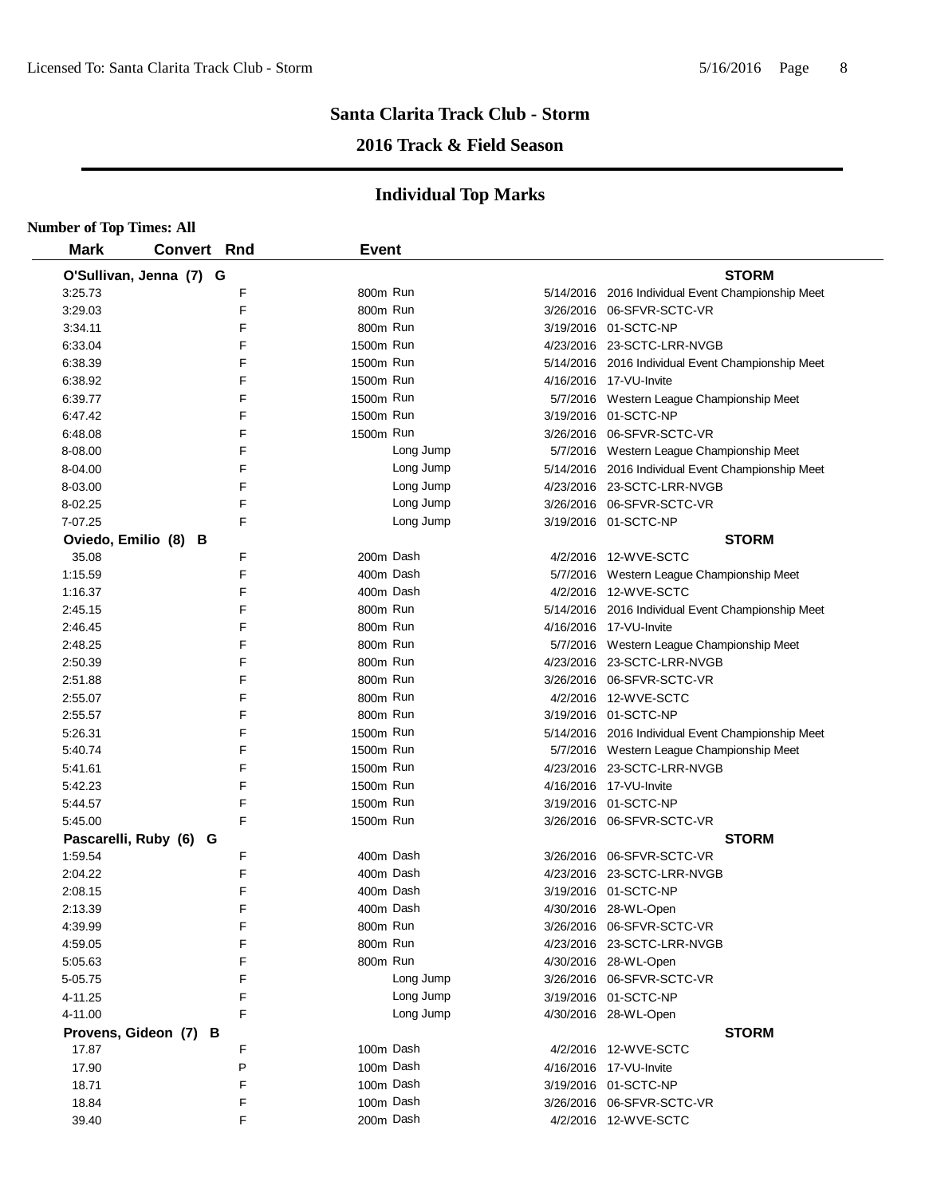## Santa Clarita Track Club - Storm

## 2016 Track & Field Season

### Individual Top Marks

**Number of Top Times: All**

| Mark | Convert | Rnd | Event | Date | Meet |
|---|---|---|---|---|---|
| **O'Sullivan, Jenna (7) G** | | | | | **STORM** |
| 3:25.73 | | F | 800m Run | 5/14/2016 | 2016 Individual Event Championship Meet |
| 3:29.03 | | F | 800m Run | 3/26/2016 | 06-SFVR-SCTC-VR |
| 3:34.11 | | F | 800m Run | 3/19/2016 | 01-SCTC-NP |
| 6:33.04 | | F | 1500m Run | 4/23/2016 | 23-SCTC-LRR-NVGB |
| 6:38.39 | | F | 1500m Run | 5/14/2016 | 2016 Individual Event Championship Meet |
| 6:38.92 | | F | 1500m Run | 4/16/2016 | 17-VU-Invite |
| 6:39.77 | | F | 1500m Run | 5/7/2016 | Western League Championship Meet |
| 6:47.42 | | F | 1500m Run | 3/19/2016 | 01-SCTC-NP |
| 6:48.08 | | F | 1500m Run | 3/26/2016 | 06-SFVR-SCTC-VR |
| 8-08.00 | | F | Long Jump | 5/7/2016 | Western League Championship Meet |
| 8-04.00 | | F | Long Jump | 5/14/2016 | 2016 Individual Event Championship Meet |
| 8-03.00 | | F | Long Jump | 4/23/2016 | 23-SCTC-LRR-NVGB |
| 8-02.25 | | F | Long Jump | 3/26/2016 | 06-SFVR-SCTC-VR |
| 7-07.25 | | F | Long Jump | 3/19/2016 | 01-SCTC-NP |
| **Oviedo, Emilio (8) B** | | | | | **STORM** |
| 35.08 | | F | 200m Dash | 4/2/2016 | 12-WVE-SCTC |
| 1:15.59 | | F | 400m Dash | 5/7/2016 | Western League Championship Meet |
| 1:16.37 | | F | 400m Dash | 4/2/2016 | 12-WVE-SCTC |
| 2:45.15 | | F | 800m Run | 5/14/2016 | 2016 Individual Event Championship Meet |
| 2:46.45 | | F | 800m Run | 4/16/2016 | 17-VU-Invite |
| 2:48.25 | | F | 800m Run | 5/7/2016 | Western League Championship Meet |
| 2:50.39 | | F | 800m Run | 4/23/2016 | 23-SCTC-LRR-NVGB |
| 2:51.88 | | F | 800m Run | 3/26/2016 | 06-SFVR-SCTC-VR |
| 2:55.07 | | F | 800m Run | 4/2/2016 | 12-WVE-SCTC |
| 2:55.57 | | F | 800m Run | 3/19/2016 | 01-SCTC-NP |
| 5:26.31 | | F | 1500m Run | 5/14/2016 | 2016 Individual Event Championship Meet |
| 5:40.74 | | F | 1500m Run | 5/7/2016 | Western League Championship Meet |
| 5:41.61 | | F | 1500m Run | 4/23/2016 | 23-SCTC-LRR-NVGB |
| 5:42.23 | | F | 1500m Run | 4/16/2016 | 17-VU-Invite |
| 5:44.57 | | F | 1500m Run | 3/19/2016 | 01-SCTC-NP |
| 5:45.00 | | F | 1500m Run | 3/26/2016 | 06-SFVR-SCTC-VR |
| **Pascarelli, Ruby (6) G** | | | | | **STORM** |
| 1:59.54 | | F | 400m Dash | 3/26/2016 | 06-SFVR-SCTC-VR |
| 2:04.22 | | F | 400m Dash | 4/23/2016 | 23-SCTC-LRR-NVGB |
| 2:08.15 | | F | 400m Dash | 3/19/2016 | 01-SCTC-NP |
| 2:13.39 | | F | 400m Dash | 4/30/2016 | 28-WL-Open |
| 4:39.99 | | F | 800m Run | 3/26/2016 | 06-SFVR-SCTC-VR |
| 4:59.05 | | F | 800m Run | 4/23/2016 | 23-SCTC-LRR-NVGB |
| 5:05.63 | | F | 800m Run | 4/30/2016 | 28-WL-Open |
| 5-05.75 | | F | Long Jump | 3/26/2016 | 06-SFVR-SCTC-VR |
| 4-11.25 | | F | Long Jump | 3/19/2016 | 01-SCTC-NP |
| 4-11.00 | | F | Long Jump | 4/30/2016 | 28-WL-Open |
| **Provens, Gideon (7) B** | | | | | **STORM** |
| 17.87 | | F | 100m Dash | 4/2/2016 | 12-WVE-SCTC |
| 17.90 | | P | 100m Dash | 4/16/2016 | 17-VU-Invite |
| 18.71 | | F | 100m Dash | 3/19/2016 | 01-SCTC-NP |
| 18.84 | | F | 100m Dash | 3/26/2016 | 06-SFVR-SCTC-VR |
| 39.40 | | F | 200m Dash | 4/2/2016 | 12-WVE-SCTC |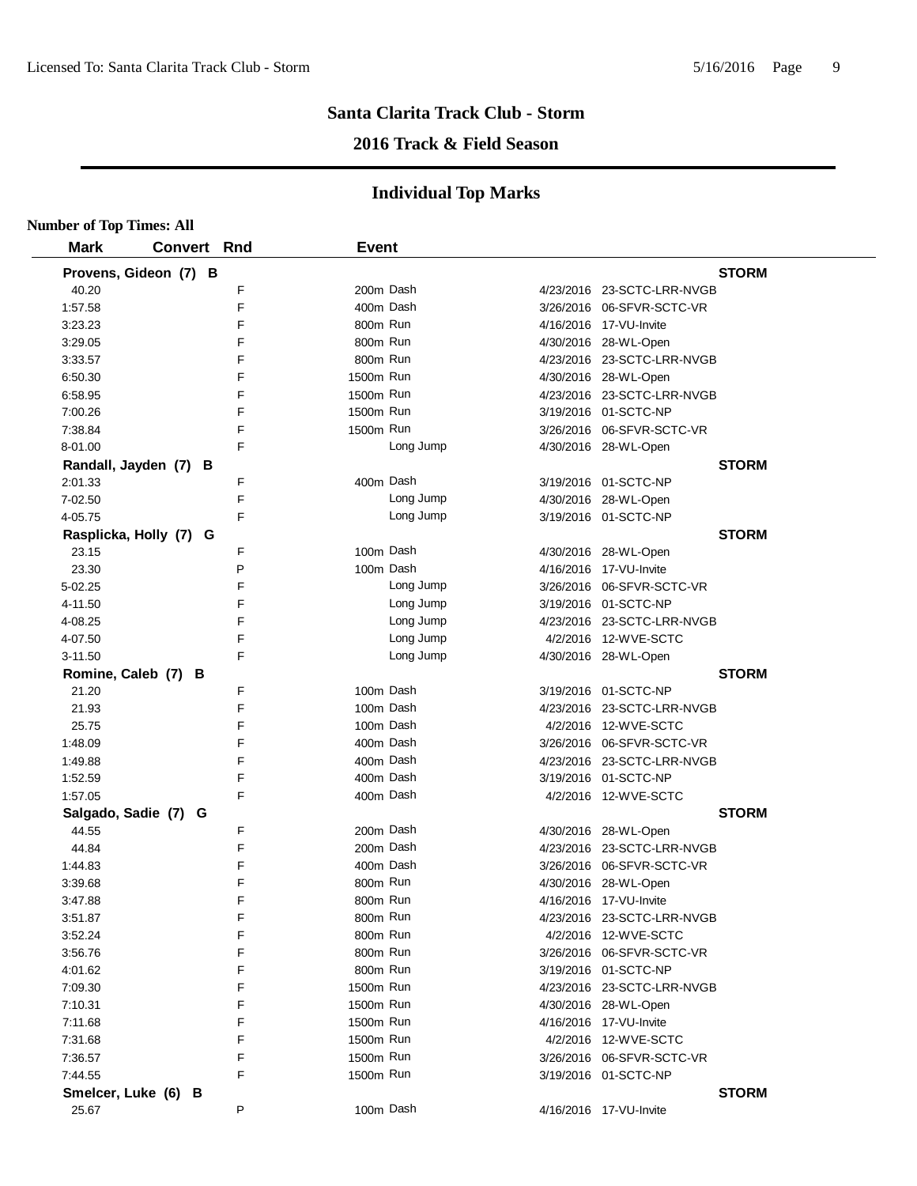# Santa Clarita Track Club - Storm

## 2016 Track & Field Season

## Individual Top Marks

**Number of Top Times: All**

| Mark | Convert | Rnd | Event | | Date | Meet |
|---|---|---|---|---|---|---|
| **Provens, Gideon (7) B** | | | | | | **STORM** |
| 40.20 | | F | 200m | Dash | 4/23/2016 | 23-SCTC-LRR-NVGB |
| 1:57.58 | | F | 400m | Dash | 3/26/2016 | 06-SFVR-SCTC-VR |
| 3:23.23 | | F | 800m | Run | 4/16/2016 | 17-VU-Invite |
| 3:29.05 | | F | 800m | Run | 4/30/2016 | 28-WL-Open |
| 3:33.57 | | F | 800m | Run | 4/23/2016 | 23-SCTC-LRR-NVGB |
| 6:50.30 | | F | 1500m | Run | 4/30/2016 | 28-WL-Open |
| 6:58.95 | | F | 1500m | Run | 4/23/2016 | 23-SCTC-LRR-NVGB |
| 7:00.26 | | F | 1500m | Run | 3/19/2016 | 01-SCTC-NP |
| 7:38.84 | | F | 1500m | Run | 3/26/2016 | 06-SFVR-SCTC-VR |
| 8-01.00 | | F | | Long Jump | 4/30/2016 | 28-WL-Open |
| **Randall, Jayden (7) B** | | | | | | **STORM** |
| 2:01.33 | | F | 400m | Dash | 3/19/2016 | 01-SCTC-NP |
| 7-02.50 | | F | | Long Jump | 4/30/2016 | 28-WL-Open |
| 4-05.75 | | F | | Long Jump | 3/19/2016 | 01-SCTC-NP |
| **Rasplicka, Holly (7) G** | | | | | | **STORM** |
| 23.15 | | F | 100m | Dash | 4/30/2016 | 28-WL-Open |
| 23.30 | | P | 100m | Dash | 4/16/2016 | 17-VU-Invite |
| 5-02.25 | | F | | Long Jump | 3/26/2016 | 06-SFVR-SCTC-VR |
| 4-11.50 | | F | | Long Jump | 3/19/2016 | 01-SCTC-NP |
| 4-08.25 | | F | | Long Jump | 4/23/2016 | 23-SCTC-LRR-NVGB |
| 4-07.50 | | F | | Long Jump | 4/2/2016 | 12-WVE-SCTC |
| 3-11.50 | | F | | Long Jump | 4/30/2016 | 28-WL-Open |
| **Romine, Caleb (7) B** | | | | | | **STORM** |
| 21.20 | | F | 100m | Dash | 3/19/2016 | 01-SCTC-NP |
| 21.93 | | F | 100m | Dash | 4/23/2016 | 23-SCTC-LRR-NVGB |
| 25.75 | | F | 100m | Dash | 4/2/2016 | 12-WVE-SCTC |
| 1:48.09 | | F | 400m | Dash | 3/26/2016 | 06-SFVR-SCTC-VR |
| 1:49.88 | | F | 400m | Dash | 4/23/2016 | 23-SCTC-LRR-NVGB |
| 1:52.59 | | F | 400m | Dash | 3/19/2016 | 01-SCTC-NP |
| 1:57.05 | | F | 400m | Dash | 4/2/2016 | 12-WVE-SCTC |
| **Salgado, Sadie (7) G** | | | | | | **STORM** |
| 44.55 | | F | 200m | Dash | 4/30/2016 | 28-WL-Open |
| 44.84 | | F | 200m | Dash | 4/23/2016 | 23-SCTC-LRR-NVGB |
| 1:44.83 | | F | 400m | Dash | 3/26/2016 | 06-SFVR-SCTC-VR |
| 3:39.68 | | F | 800m | Run | 4/30/2016 | 28-WL-Open |
| 3:47.88 | | F | 800m | Run | 4/16/2016 | 17-VU-Invite |
| 3:51.87 | | F | 800m | Run | 4/23/2016 | 23-SCTC-LRR-NVGB |
| 3:52.24 | | F | 800m | Run | 4/2/2016 | 12-WVE-SCTC |
| 3:56.76 | | F | 800m | Run | 3/26/2016 | 06-SFVR-SCTC-VR |
| 4:01.62 | | F | 800m | Run | 3/19/2016 | 01-SCTC-NP |
| 7:09.30 | | F | 1500m | Run | 4/23/2016 | 23-SCTC-LRR-NVGB |
| 7:10.31 | | F | 1500m | Run | 4/30/2016 | 28-WL-Open |
| 7:11.68 | | F | 1500m | Run | 4/16/2016 | 17-VU-Invite |
| 7:31.68 | | F | 1500m | Run | 4/2/2016 | 12-WVE-SCTC |
| 7:36.57 | | F | 1500m | Run | 3/26/2016 | 06-SFVR-SCTC-VR |
| 7:44.55 | | F | 1500m | Run | 3/19/2016 | 01-SCTC-NP |
| **Smelcer, Luke (6) B** | | | | | | **STORM** |
| 25.67 | | P | 100m | Dash | 4/16/2016 | 17-VU-Invite |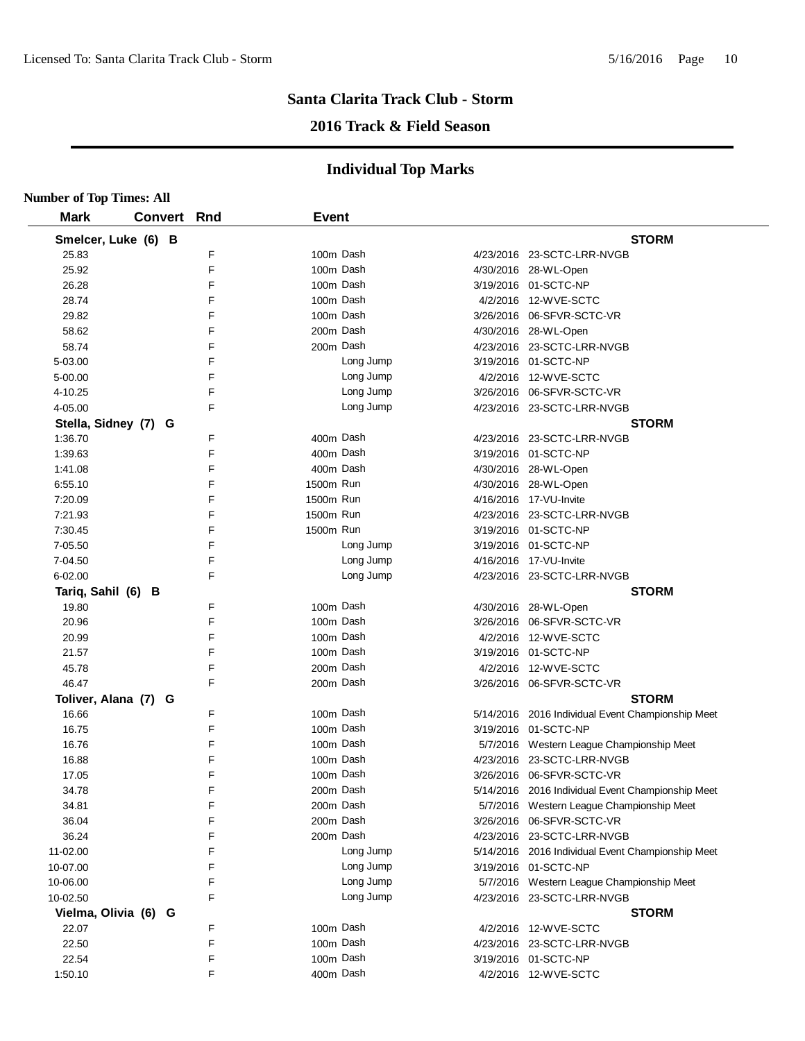## Santa Clarita Track Club - Storm

## 2016 Track & Field Season

## Individual Top Marks

**Number of Top Times: All**

| Mark | Convert | Rnd | Event | Date | Meet |
|---|---|---|---|---|---|
| **Smelcer, Luke (6) B** | | | | | **STORM** |
| 25.83 | | F | 100m Dash | 4/23/2016 | 23-SCTC-LRR-NVGB |
| 25.92 | | F | 100m Dash | 4/30/2016 | 28-WL-Open |
| 26.28 | | F | 100m Dash | 3/19/2016 | 01-SCTC-NP |
| 28.74 | | F | 100m Dash | 4/2/2016 | 12-WVE-SCTC |
| 29.82 | | F | 100m Dash | 3/26/2016 | 06-SFVR-SCTC-VR |
| 58.62 | | F | 200m Dash | 4/30/2016 | 28-WL-Open |
| 58.74 | | F | 200m Dash | 4/23/2016 | 23-SCTC-LRR-NVGB |
| 5-03.00 | | F | Long Jump | 3/19/2016 | 01-SCTC-NP |
| 5-00.00 | | F | Long Jump | 4/2/2016 | 12-WVE-SCTC |
| 4-10.25 | | F | Long Jump | 3/26/2016 | 06-SFVR-SCTC-VR |
| 4-05.00 | | F | Long Jump | 4/23/2016 | 23-SCTC-LRR-NVGB |
| **Stella, Sidney (7) G** | | | | | **STORM** |
| 1:36.70 | | F | 400m Dash | 4/23/2016 | 23-SCTC-LRR-NVGB |
| 1:39.63 | | F | 400m Dash | 3/19/2016 | 01-SCTC-NP |
| 1:41.08 | | F | 400m Dash | 4/30/2016 | 28-WL-Open |
| 6:55.10 | | F | 1500m Run | 4/30/2016 | 28-WL-Open |
| 7:20.09 | | F | 1500m Run | 4/16/2016 | 17-VU-Invite |
| 7:21.93 | | F | 1500m Run | 4/23/2016 | 23-SCTC-LRR-NVGB |
| 7:30.45 | | F | 1500m Run | 3/19/2016 | 01-SCTC-NP |
| 7-05.50 | | F | Long Jump | 3/19/2016 | 01-SCTC-NP |
| 7-04.50 | | F | Long Jump | 4/16/2016 | 17-VU-Invite |
| 6-02.00 | | F | Long Jump | 4/23/2016 | 23-SCTC-LRR-NVGB |
| **Tariq, Sahil (6) B** | | | | | **STORM** |
| 19.80 | | F | 100m Dash | 4/30/2016 | 28-WL-Open |
| 20.96 | | F | 100m Dash | 3/26/2016 | 06-SFVR-SCTC-VR |
| 20.99 | | F | 100m Dash | 4/2/2016 | 12-WVE-SCTC |
| 21.57 | | F | 100m Dash | 3/19/2016 | 01-SCTC-NP |
| 45.78 | | F | 200m Dash | 4/2/2016 | 12-WVE-SCTC |
| 46.47 | | F | 200m Dash | 3/26/2016 | 06-SFVR-SCTC-VR |
| **Toliver, Alana (7) G** | | | | | **STORM** |
| 16.66 | | F | 100m Dash | 5/14/2016 | 2016 Individual Event Championship Meet |
| 16.75 | | F | 100m Dash | 3/19/2016 | 01-SCTC-NP |
| 16.76 | | F | 100m Dash | 5/7/2016 | Western League Championship Meet |
| 16.88 | | F | 100m Dash | 4/23/2016 | 23-SCTC-LRR-NVGB |
| 17.05 | | F | 100m Dash | 3/26/2016 | 06-SFVR-SCTC-VR |
| 34.78 | | F | 200m Dash | 5/14/2016 | 2016 Individual Event Championship Meet |
| 34.81 | | F | 200m Dash | 5/7/2016 | Western League Championship Meet |
| 36.04 | | F | 200m Dash | 3/26/2016 | 06-SFVR-SCTC-VR |
| 36.24 | | F | 200m Dash | 4/23/2016 | 23-SCTC-LRR-NVGB |
| 11-02.00 | | F | Long Jump | 5/14/2016 | 2016 Individual Event Championship Meet |
| 10-07.00 | | F | Long Jump | 3/19/2016 | 01-SCTC-NP |
| 10-06.00 | | F | Long Jump | 5/7/2016 | Western League Championship Meet |
| 10-02.50 | | F | Long Jump | 4/23/2016 | 23-SCTC-LRR-NVGB |
| **Vielma, Olivia (6) G** | | | | | **STORM** |
| 22.07 | | F | 100m Dash | 4/2/2016 | 12-WVE-SCTC |
| 22.50 | | F | 100m Dash | 4/23/2016 | 23-SCTC-LRR-NVGB |
| 22.54 | | F | 100m Dash | 3/19/2016 | 01-SCTC-NP |
| 1:50.10 | | F | 400m Dash | 4/2/2016 | 12-WVE-SCTC |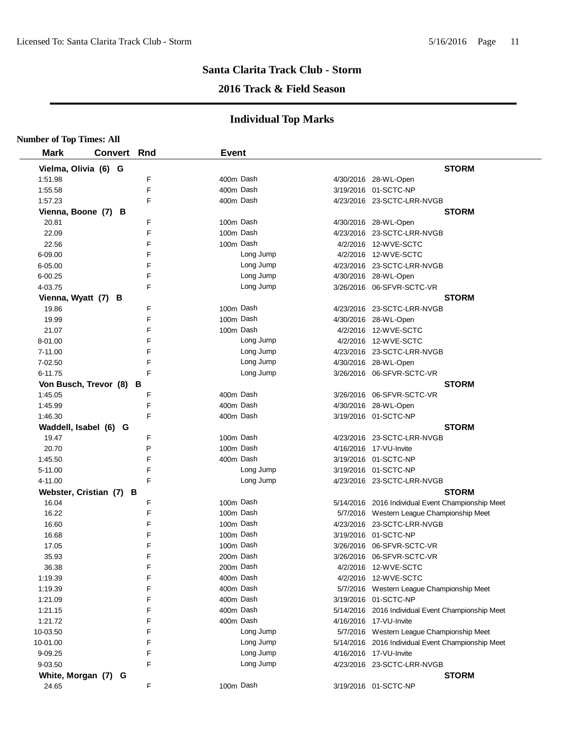## Santa Clarita Track Club - Storm

## 2016 Track & Field Season

## Individual Top Marks

**Number of Top Times: All**

| Mark | Convert | Rnd | Event | Date | Meet |
|---|---|---|---|---|---|
| **Vielma, Olivia (6) G** | | | | | **STORM** |
| 1:51.98 | | F | 400m Dash | 4/30/2016 | 28-WL-Open |
| 1:55.58 | | F | 400m Dash | 3/19/2016 | 01-SCTC-NP |
| 1:57.23 | | F | 400m Dash | 4/23/2016 | 23-SCTC-LRR-NVGB |
| **Vienna, Boone (7) B** | | | | | **STORM** |
| 20.81 | | F | 100m Dash | 4/30/2016 | 28-WL-Open |
| 22.09 | | F | 100m Dash | 4/23/2016 | 23-SCTC-LRR-NVGB |
| 22.56 | | F | 100m Dash | 4/2/2016 | 12-WVE-SCTC |
| 6-09.00 | | F | Long Jump | 4/2/2016 | 12-WVE-SCTC |
| 6-05.00 | | F | Long Jump | 4/23/2016 | 23-SCTC-LRR-NVGB |
| 6-00.25 | | F | Long Jump | 4/30/2016 | 28-WL-Open |
| 4-03.75 | | F | Long Jump | 3/26/2016 | 06-SFVR-SCTC-VR |
| **Vienna, Wyatt (7) B** | | | | | **STORM** |
| 19.86 | | F | 100m Dash | 4/23/2016 | 23-SCTC-LRR-NVGB |
| 19.99 | | F | 100m Dash | 4/30/2016 | 28-WL-Open |
| 21.07 | | F | 100m Dash | 4/2/2016 | 12-WVE-SCTC |
| 8-01.00 | | F | Long Jump | 4/2/2016 | 12-WVE-SCTC |
| 7-11.00 | | F | Long Jump | 4/23/2016 | 23-SCTC-LRR-NVGB |
| 7-02.50 | | F | Long Jump | 4/30/2016 | 28-WL-Open |
| 6-11.75 | | F | Long Jump | 3/26/2016 | 06-SFVR-SCTC-VR |
| **Von Busch, Trevor (8) B** | | | | | **STORM** |
| 1:45.05 | | F | 400m Dash | 3/26/2016 | 06-SFVR-SCTC-VR |
| 1:45.99 | | F | 400m Dash | 4/30/2016 | 28-WL-Open |
| 1:46.30 | | F | 400m Dash | 3/19/2016 | 01-SCTC-NP |
| **Waddell, Isabel (6) G** | | | | | **STORM** |
| 19.47 | | F | 100m Dash | 4/23/2016 | 23-SCTC-LRR-NVGB |
| 20.70 | | P | 100m Dash | 4/16/2016 | 17-VU-Invite |
| 1:45.50 | | F | 400m Dash | 3/19/2016 | 01-SCTC-NP |
| 5-11.00 | | F | Long Jump | 3/19/2016 | 01-SCTC-NP |
| 4-11.00 | | F | Long Jump | 4/23/2016 | 23-SCTC-LRR-NVGB |
| **Webster, Cristian (7) B** | | | | | **STORM** |
| 16.04 | | F | 100m Dash | 5/14/2016 | 2016 Individual Event Championship Meet |
| 16.22 | | F | 100m Dash | 5/7/2016 | Western League Championship Meet |
| 16.60 | | F | 100m Dash | 4/23/2016 | 23-SCTC-LRR-NVGB |
| 16.68 | | F | 100m Dash | 3/19/2016 | 01-SCTC-NP |
| 17.05 | | F | 100m Dash | 3/26/2016 | 06-SFVR-SCTC-VR |
| 35.93 | | F | 200m Dash | 3/26/2016 | 06-SFVR-SCTC-VR |
| 36.38 | | F | 200m Dash | 4/2/2016 | 12-WVE-SCTC |
| 1:19.39 | | F | 400m Dash | 4/2/2016 | 12-WVE-SCTC |
| 1:19.39 | | F | 400m Dash | 5/7/2016 | Western League Championship Meet |
| 1:21.09 | | F | 400m Dash | 3/19/2016 | 01-SCTC-NP |
| 1:21.15 | | F | 400m Dash | 5/14/2016 | 2016 Individual Event Championship Meet |
| 1:21.72 | | F | 400m Dash | 4/16/2016 | 17-VU-Invite |
| 10-03.50 | | F | Long Jump | 5/7/2016 | Western League Championship Meet |
| 10-01.00 | | F | Long Jump | 5/14/2016 | 2016 Individual Event Championship Meet |
| 9-09.25 | | F | Long Jump | 4/16/2016 | 17-VU-Invite |
| 9-03.50 | | F | Long Jump | 4/23/2016 | 23-SCTC-LRR-NVGB |
| **White, Morgan (7) G** | | | | | **STORM** |
| 24.65 | | F | 100m Dash | 3/19/2016 | 01-SCTC-NP |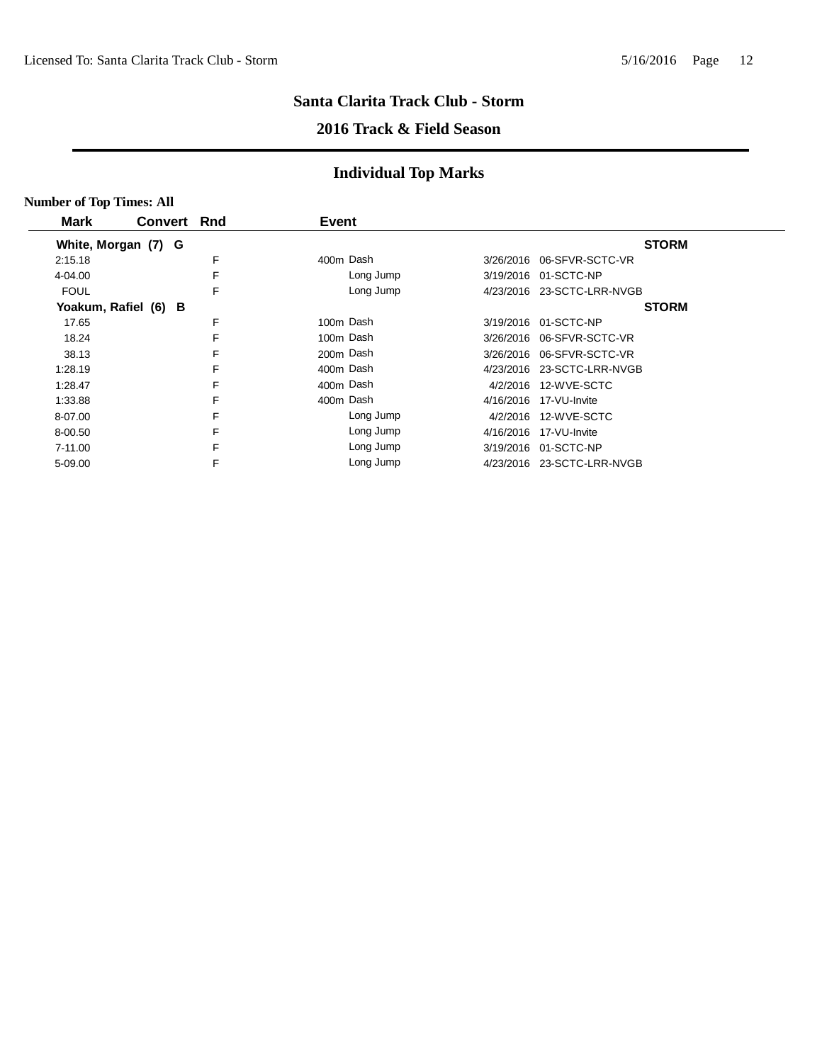## Santa Clarita Track Club - Storm

## 2016 Track & Field Season

## Individual Top Marks

**Number of Top Times: All**

| Mark | Convert | Rnd | Event | Date | Meet |
|---|---|---|---|---|---|
| **White, Morgan (7) G** | | | | | **STORM** |
| 2:15.18 | | F | 400m Dash | 3/26/2016 | 06-SFVR-SCTC-VR |
| 4-04.00 | | F | Long Jump | 3/19/2016 | 01-SCTC-NP |
| FOUL | | F | Long Jump | 4/23/2016 | 23-SCTC-LRR-NVGB |
| **Yoakum, Rafiel (6) B** | | | | | **STORM** |
| 17.65 | | F | 100m Dash | 3/19/2016 | 01-SCTC-NP |
| 18.24 | | F | 100m Dash | 3/26/2016 | 06-SFVR-SCTC-VR |
| 38.13 | | F | 200m Dash | 3/26/2016 | 06-SFVR-SCTC-VR |
| 1:28.19 | | F | 400m Dash | 4/23/2016 | 23-SCTC-LRR-NVGB |
| 1:28.47 | | F | 400m Dash | 4/2/2016 | 12-WVE-SCTC |
| 1:33.88 | | F | 400m Dash | 4/16/2016 | 17-VU-Invite |
| 8-07.00 | | F | Long Jump | 4/2/2016 | 12-WVE-SCTC |
| 8-00.50 | | F | Long Jump | 4/16/2016 | 17-VU-Invite |
| 7-11.00 | | F | Long Jump | 3/19/2016 | 01-SCTC-NP |
| 5-09.00 | | F | Long Jump | 4/23/2016 | 23-SCTC-LRR-NVGB |